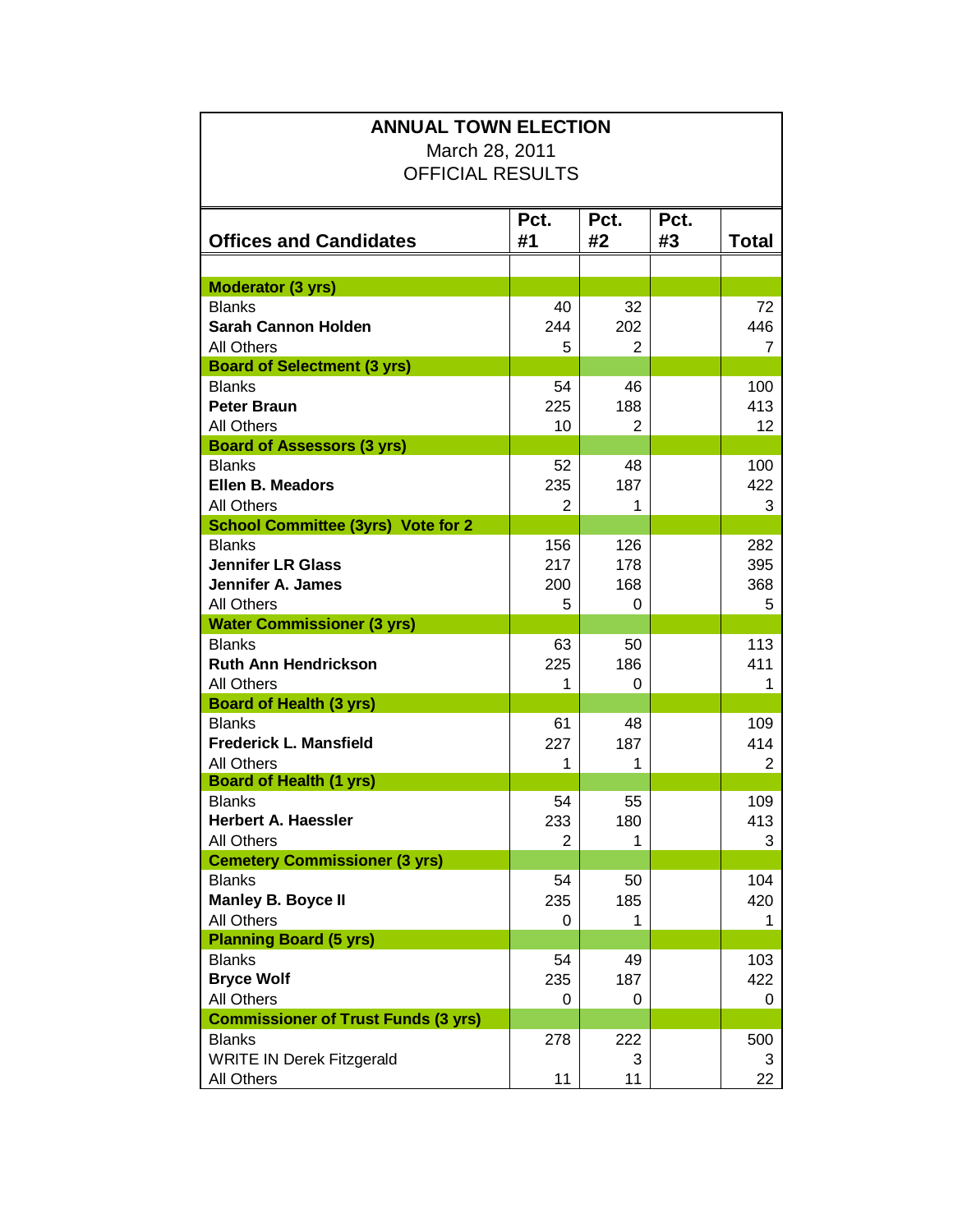# ANNUAL TOWN ELECTION

March 28, 2011

OFFICIAL RESULTS

| Offices and Candidates | Pct. #1 | Pct. #2 | Pct. #3 | Total |
|---|---|---|---|---|
| **Moderator (3 yrs)** | | | | |
| Blanks | 40 | 32 | | 72 |
| **Sarah Cannon Holden** | 244 | 202 | | 446 |
| All Others | 5 | 2 | | 7 |
| **Board of Selectment (3 yrs)** | | | | |
| Blanks | 54 | 46 | | 100 |
| **Peter Braun** | 225 | 188 | | 413 |
| All Others | 10 | 2 | | 12 |
| **Board of Assessors (3 yrs)** | | | | |
| Blanks | 52 | 48 | | 100 |
| **Ellen B. Meadors** | 235 | 187 | | 422 |
| All Others | 2 | 1 | | 3 |
| **School Committee (3yrs) Vote for 2** | | | | |
| Blanks | 156 | 126 | | 282 |
| **Jennifer LR Glass** | 217 | 178 | | 395 |
| **Jennifer A. James** | 200 | 168 | | 368 |
| All Others | 5 | 0 | | 5 |
| **Water Commissioner (3 yrs)** | | | | |
| Blanks | 63 | 50 | | 113 |
| **Ruth Ann Hendrickson** | 225 | 186 | | 411 |
| All Others | 1 | 0 | | 1 |
| **Board of Health (3 yrs)** | | | | |
| Blanks | 61 | 48 | | 109 |
| **Frederick L. Mansfield** | 227 | 187 | | 414 |
| All Others | 1 | 1 | | 2 |
| **Board of Health (1 yrs)** | | | | |
| Blanks | 54 | 55 | | 109 |
| **Herbert A. Haessler** | 233 | 180 | | 413 |
| All Others | 2 | 1 | | 3 |
| **Cemetery Commissioner (3 yrs)** | | | | |
| Blanks | 54 | 50 | | 104 |
| **Manley B. Boyce II** | 235 | 185 | | 420 |
| All Others | 0 | 1 | | 1 |
| **Planning Board (5 yrs)** | | | | |
| Blanks | 54 | 49 | | 103 |
| **Bryce Wolf** | 235 | 187 | | 422 |
| All Others | 0 | 0 | | 0 |
| **Commissioner of Trust Funds (3 yrs)** | | | | |
| Blanks | 278 | 222 | | 500 |
| WRITE IN Derek Fitzgerald | | 3 | | 3 |
| All Others | 11 | 11 | | 22 |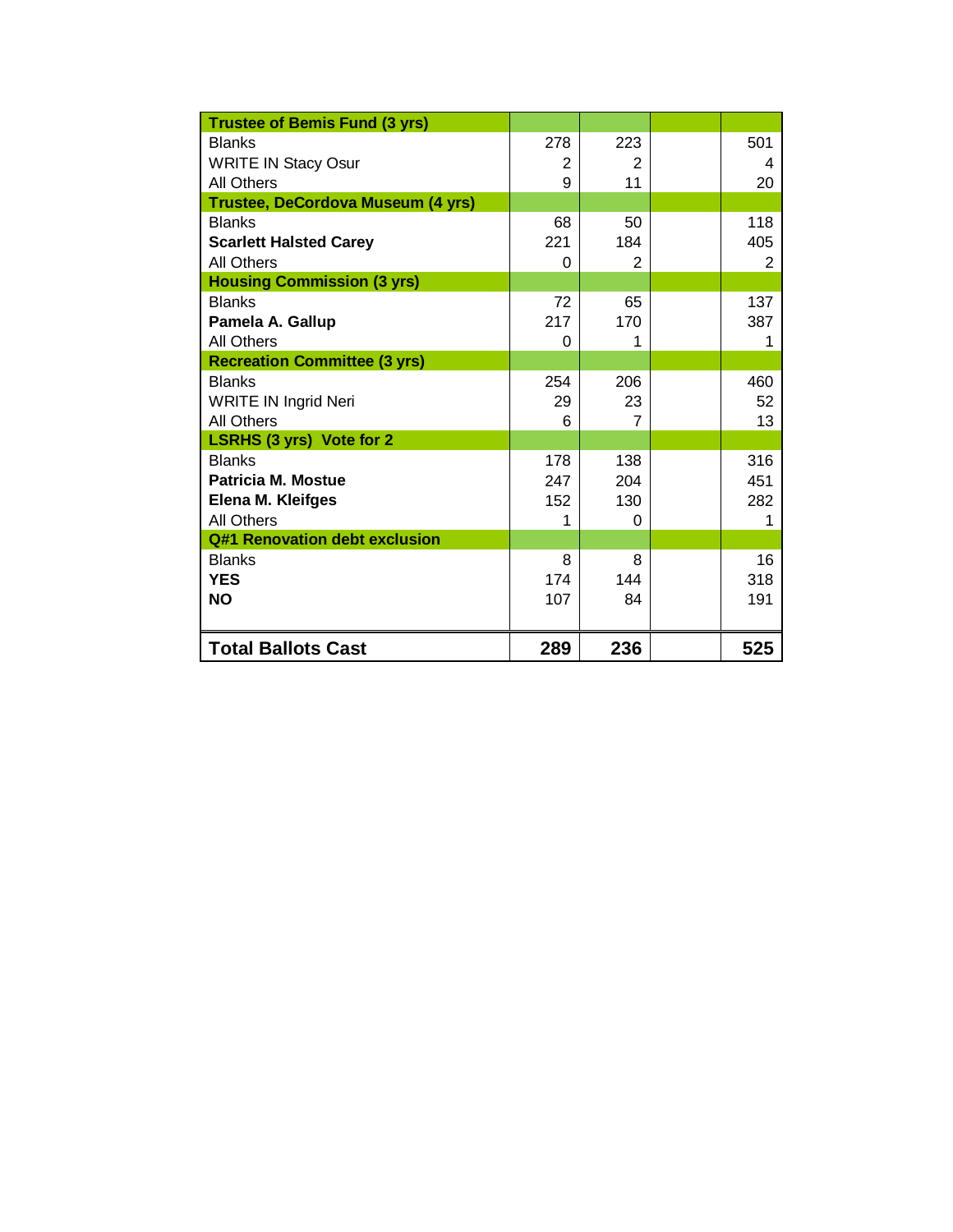| | | | | |
|---|---|---|---|---|
| **Trustee of Bemis Fund (3 yrs)** | | | | |
| Blanks | 278 | 223 | | 501 |
| WRITE IN Stacy Osur | 2 | 2 | | 4 |
| All Others | 9 | 11 | | 20 |
| **Trustee, DeCordova Museum (4 yrs)** | | | | |
| Blanks | 68 | 50 | | 118 |
| **Scarlett Halsted Carey** | 221 | 184 | | 405 |
| All Others | 0 | 2 | | 2 |
| **Housing Commission (3 yrs)** | | | | |
| Blanks | 72 | 65 | | 137 |
| **Pamela A. Gallup** | 217 | 170 | | 387 |
| All Others | 0 | 1 | | 1 |
| **Recreation Committee (3 yrs)** | | | | |
| Blanks | 254 | 206 | | 460 |
| WRITE IN Ingrid Neri | 29 | 23 | | 52 |
| All Others | 6 | 7 | | 13 |
| **LSRHS (3 yrs) Vote for 2** | | | | |
| Blanks | 178 | 138 | | 316 |
| **Patricia M. Mostue** | 247 | 204 | | 451 |
| **Elena M. Kleifges** | 152 | 130 | | 282 |
| All Others | 1 | 0 | | 1 |
| **Q#1 Renovation debt exclusion** | | | | |
| Blanks | 8 | 8 | | 16 |
| **YES** | 174 | 144 | | 318 |
| **NO** | 107 | 84 | | 191 |
| **Total Ballots Cast** | **289** | **236** | | **525** |